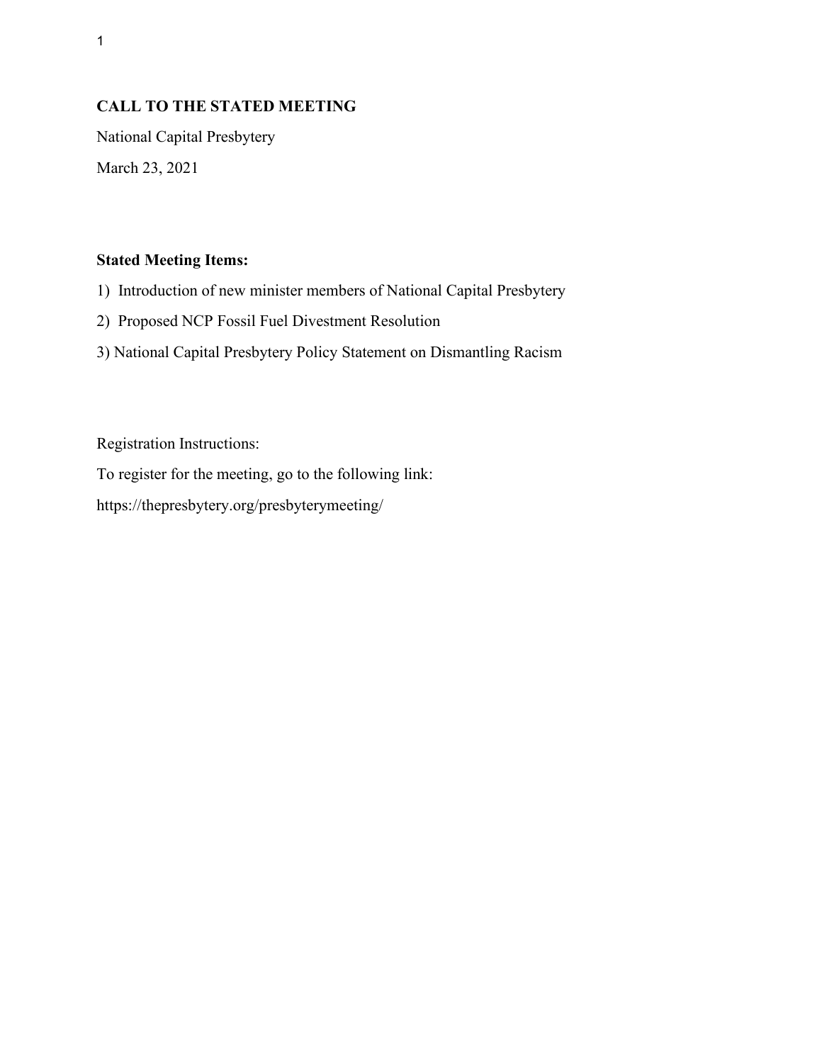**CALL TO THE STATED MEETING**

National Capital Presbytery

March 23, 2021

**Stated Meeting Items:**

1) Introduction of new minister members of National Capital Presbytery
2) Proposed NCP Fossil Fuel Divestment Resolution
3) National Capital Presbytery Policy Statement on Dismantling Racism

Registration Instructions:

To register for the meeting, go to the following link:

https://thepresbytery.org/presbyterymeeting/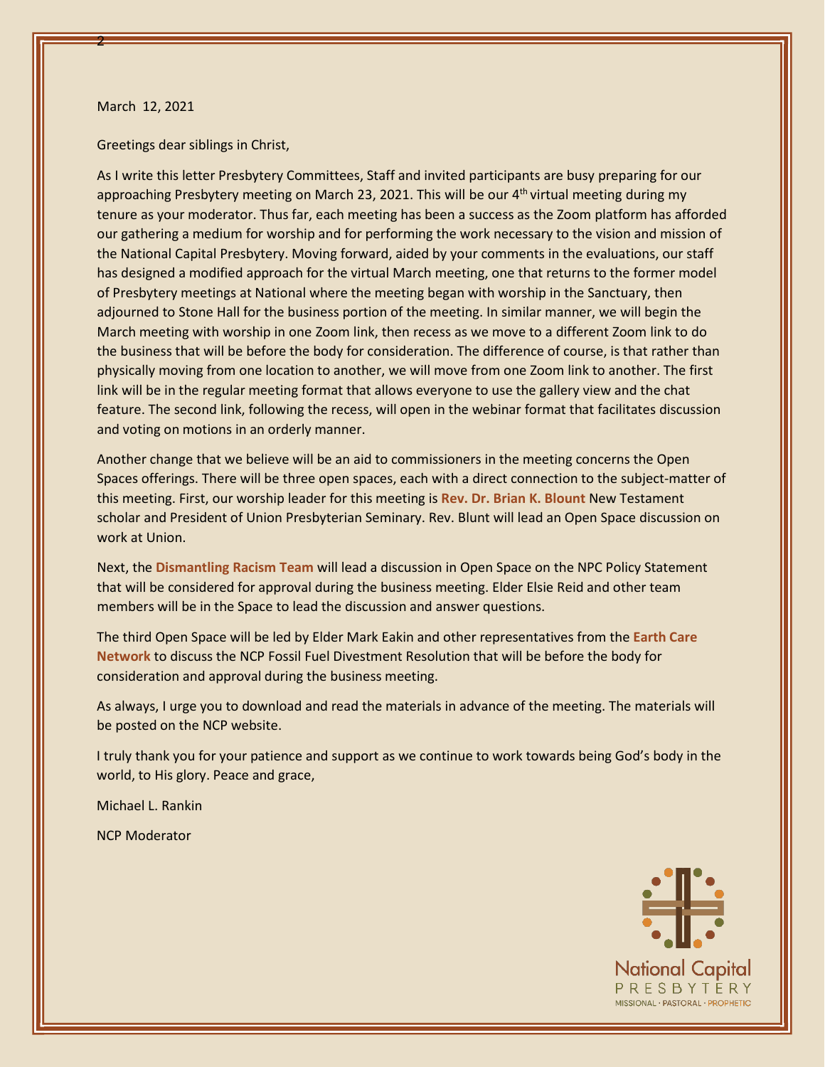March 12, 2021

Greetings dear siblings in Christ,

As I write this letter Presbytery Committees, Staff and invited participants are busy preparing for our approaching Presbytery meeting on March 23, 2021. This will be our 4th virtual meeting during my tenure as your moderator. Thus far, each meeting has been a success as the Zoom platform has afforded our gathering a medium for worship and for performing the work necessary to the vision and mission of the National Capital Presbytery. Moving forward, aided by your comments in the evaluations, our staff has designed a modified approach for the virtual March meeting, one that returns to the former model of Presbytery meetings at National where the meeting began with worship in the Sanctuary, then adjourned to Stone Hall for the business portion of the meeting. In similar manner, we will begin the March meeting with worship in one Zoom link, then recess as we move to a different Zoom link to do the business that will be before the body for consideration. The difference of course, is that rather than physically moving from one location to another, we will move from one Zoom link to another. The first link will be in the regular meeting format that allows everyone to use the gallery view and the chat feature. The second link, following the recess, will open in the webinar format that facilitates discussion and voting on motions in an orderly manner.

Another change that we believe will be an aid to commissioners in the meeting concerns the Open Spaces offerings. There will be three open spaces, each with a direct connection to the subject-matter of this meeting. First, our worship leader for this meeting is **Rev. Dr. Brian K. Blount** New Testament scholar and President of Union Presbyterian Seminary. Rev. Blunt will lead an Open Space discussion on work at Union.

Next, the **Dismantling Racism Team** will lead a discussion in Open Space on the NPC Policy Statement that will be considered for approval during the business meeting. Elder Elsie Reid and other team members will be in the Space to lead the discussion and answer questions.

The third Open Space will be led by Elder Mark Eakin and other representatives from the **Earth Care Network** to discuss the NCP Fossil Fuel Divestment Resolution that will be before the body for consideration and approval during the business meeting.

As always, I urge you to download and read the materials in advance of the meeting. The materials will be posted on the NCP website.

I truly thank you for your patience and support as we continue to work towards being God's body in the world, to His glory. Peace and grace,

Michael L. Rankin

NCP Moderator

National Capital
PRESBYTERY
MISSIONAL · PASTORAL · PROPHETIC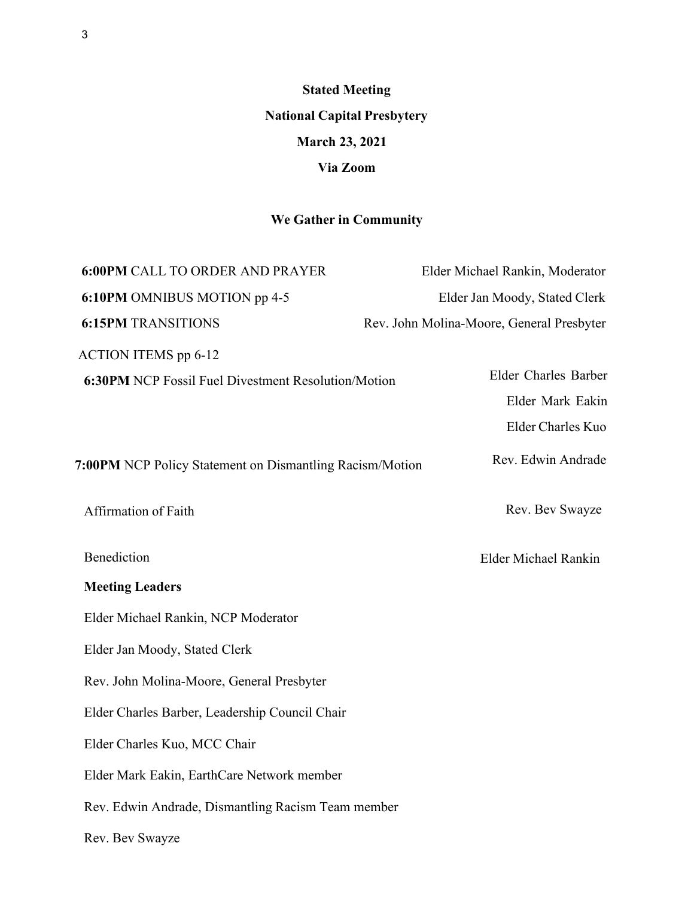**Stated Meeting**

**National Capital Presbytery**

**March 23, 2021**

**Via Zoom**

**We Gather in Community**

| | |
|---|---|
| **6:00PM** CALL TO ORDER AND PRAYER | Elder Michael Rankin, Moderator |
| **6:10PM** OMNIBUS MOTION pp 4-5 | Elder Jan Moody, Stated Clerk |
| **6:15PM** TRANSITIONS | Rev. John Molina-Moore, General Presbyter |
| ACTION ITEMS pp 6-12 | |
| **6:30PM** NCP Fossil Fuel Divestment Resolution/Motion | Elder Charles Barber<br>Elder Mark Eakin<br>Elder Charles Kuo |
| **7:00PM** NCP Policy Statement on Dismantling Racism/Motion | Rev. Edwin Andrade |
| Affirmation of Faith | Rev. Bev Swayze |
| Benediction | Elder Michael Rankin |

**Meeting Leaders**

Elder Michael Rankin, NCP Moderator

Elder Jan Moody, Stated Clerk

Rev. John Molina-Moore, General Presbyter

Elder Charles Barber, Leadership Council Chair

Elder Charles Kuo, MCC Chair

Elder Mark Eakin, EarthCare Network member

Rev. Edwin Andrade, Dismantling Racism Team member

Rev. Bev Swayze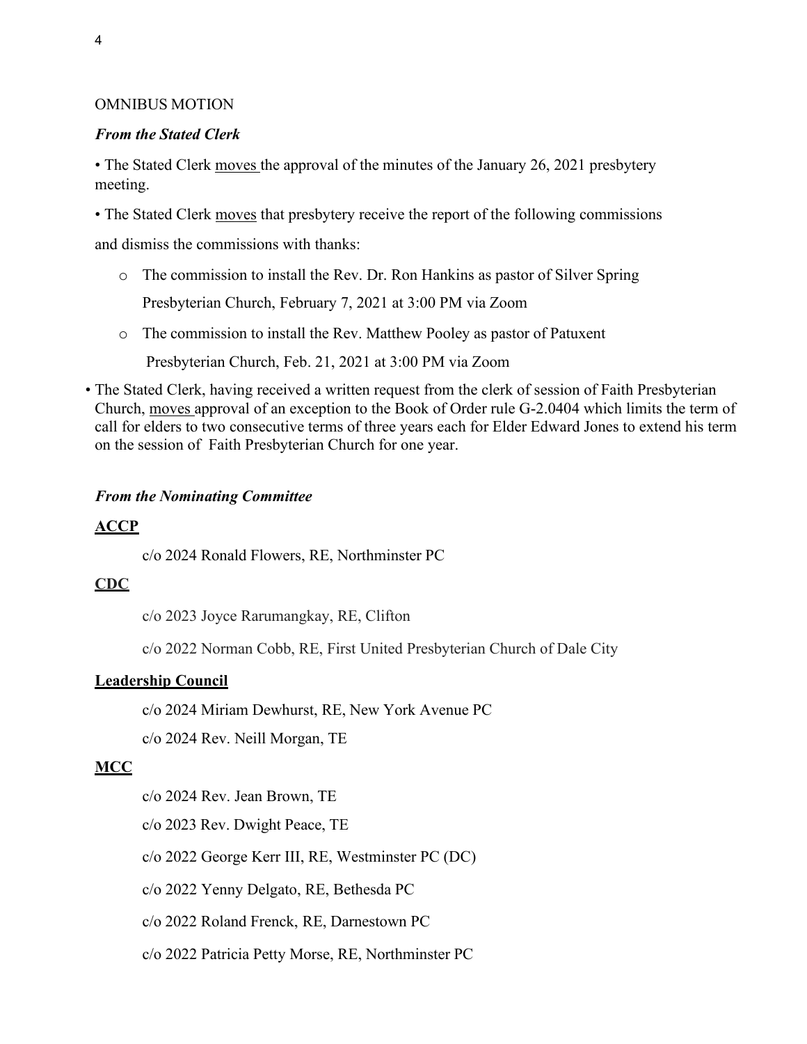OMNIBUS MOTION

***From the Stated Clerk***

- The Stated Clerk <u>moves</u> the approval of the minutes of the January 26, 2021 presbytery meeting.
- The Stated Clerk <u>moves</u> that presbytery receive the report of the following commissions and dismiss the commissions with thanks:
  - The commission to install the Rev. Dr. Ron Hankins as pastor of Silver Spring Presbyterian Church, February 7, 2021 at 3:00 PM via Zoom
  - The commission to install the Rev. Matthew Pooley as pastor of Patuxent Presbyterian Church, Feb. 21, 2021 at 3:00 PM via Zoom
- The Stated Clerk, having received a written request from the clerk of session of Faith Presbyterian Church, <u>moves</u> approval of an exception to the Book of Order rule G-2.0404 which limits the term of call for elders to two consecutive terms of three years each for Elder Edward Jones to extend his term on the session of Faith Presbyterian Church for one year.

***From the Nominating Committee***

**<u>ACCP</u>**

c/o 2024 Ronald Flowers, RE, Northminster PC

**<u>CDC</u>**

c/o 2023 Joyce Rarumangkay, RE, Clifton

c/o 2022 Norman Cobb, RE, First United Presbyterian Church of Dale City

**<u>Leadership Council</u>**

c/o 2024 Miriam Dewhurst, RE, New York Avenue PC

c/o 2024 Rev. Neill Morgan, TE

**<u>MCC</u>**

c/o 2024 Rev. Jean Brown, TE

c/o 2023 Rev. Dwight Peace, TE

c/o 2022 George Kerr III, RE, Westminster PC (DC)

c/o 2022 Yenny Delgato, RE, Bethesda PC

c/o 2022 Roland Frenck, RE, Darnestown PC

c/o 2022 Patricia Petty Morse, RE, Northminster PC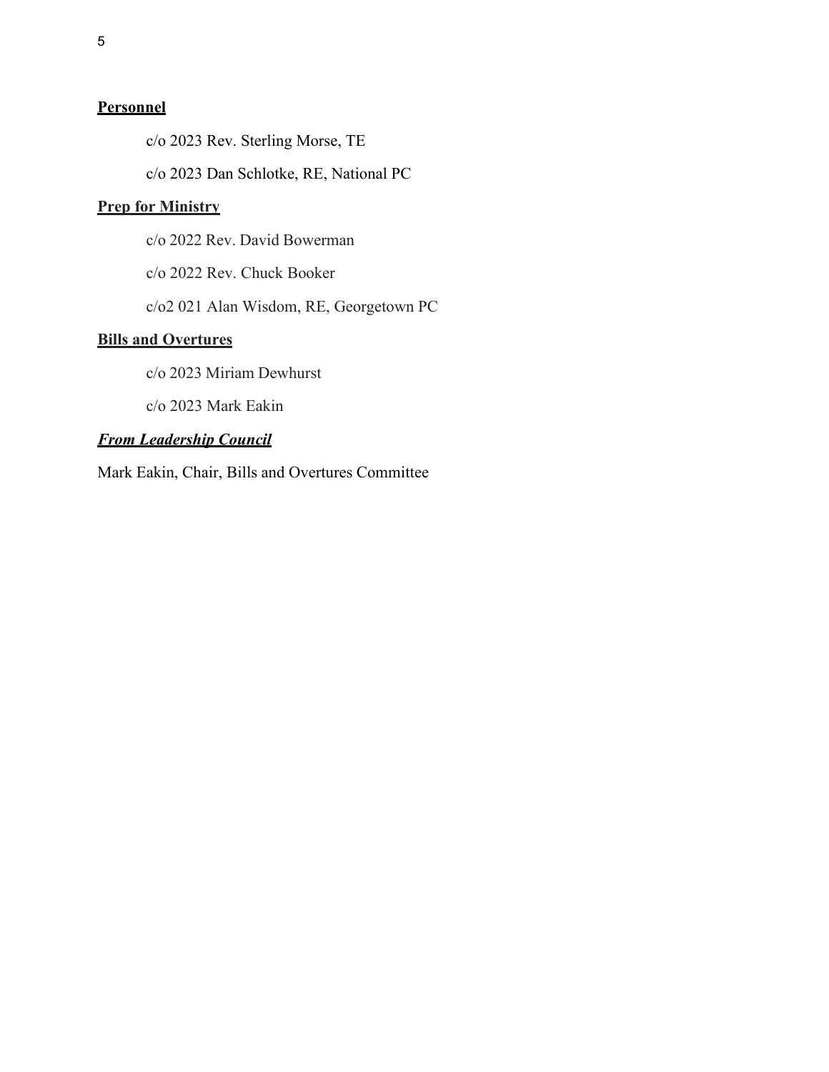**Personnel**

c/o 2023 Rev. Sterling Morse, TE

c/o 2023 Dan Schlotke, RE, National PC

**Prep for Ministry**

c/o 2022 Rev. David Bowerman

c/o 2022 Rev. Chuck Booker

c/o2 021 Alan Wisdom, RE, Georgetown PC

**Bills and Overtures**

c/o 2023 Miriam Dewhurst

c/o 2023 Mark Eakin

***From Leadership Council***

Mark Eakin, Chair, Bills and Overtures Committee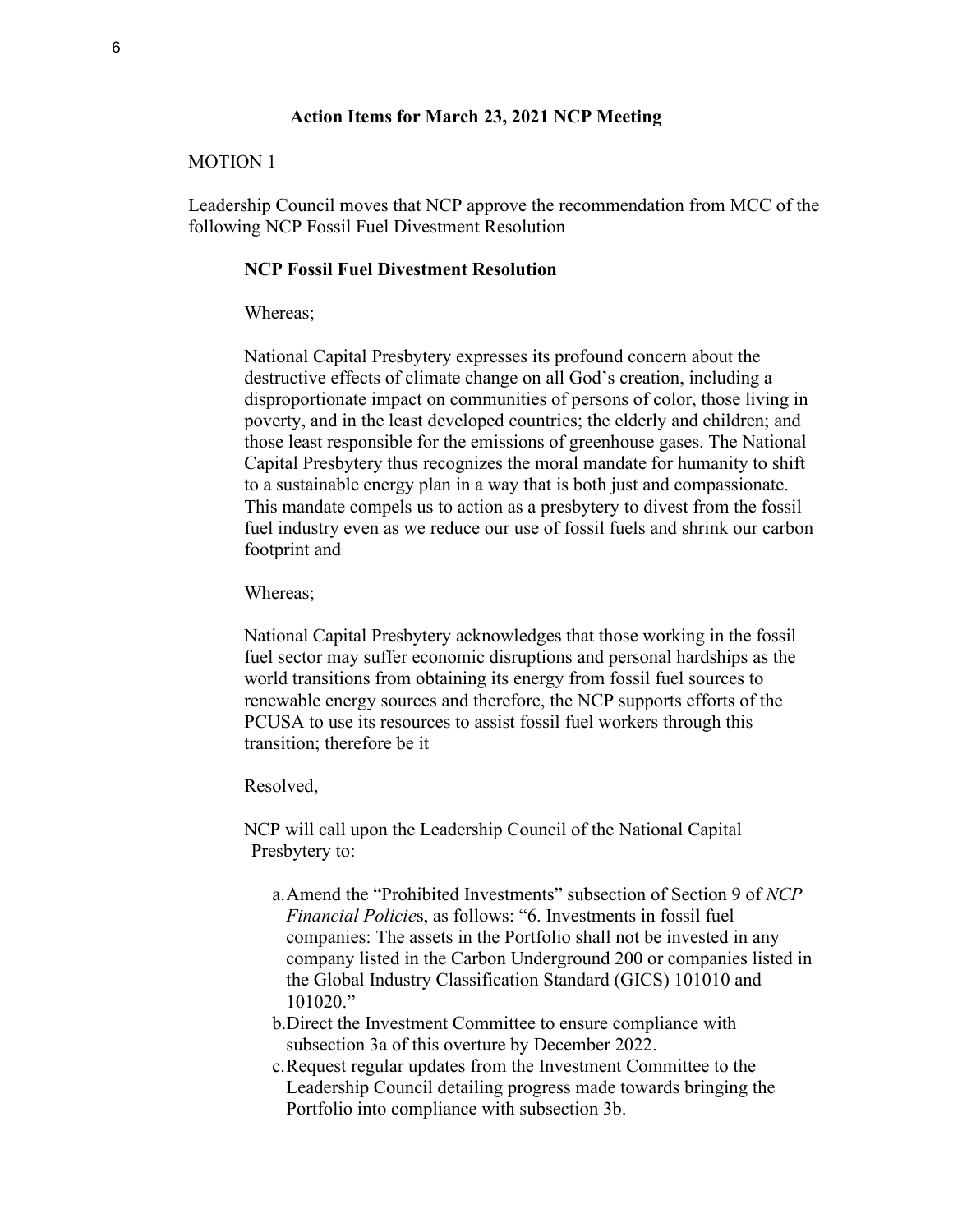## Action Items for March 23, 2021 NCP Meeting

MOTION 1

Leadership Council moves that NCP approve the recommendation from MCC of the following NCP Fossil Fuel Divestment Resolution

### NCP Fossil Fuel Divestment Resolution

Whereas;

National Capital Presbytery expresses its profound concern about the destructive effects of climate change on all God's creation, including a disproportionate impact on communities of persons of color, those living in poverty, and in the least developed countries; the elderly and children; and those least responsible for the emissions of greenhouse gases. The National Capital Presbytery thus recognizes the moral mandate for humanity to shift to a sustainable energy plan in a way that is both just and compassionate. This mandate compels us to action as a presbytery to divest from the fossil fuel industry even as we reduce our use of fossil fuels and shrink our carbon footprint and

Whereas;

National Capital Presbytery acknowledges that those working in the fossil fuel sector may suffer economic disruptions and personal hardships as the world transitions from obtaining its energy from fossil fuel sources to renewable energy sources and therefore, the NCP supports efforts of the PCUSA to use its resources to assist fossil fuel workers through this transition; therefore be it

Resolved,

NCP will call upon the Leadership Council of the National Capital Presbytery to:

a. Amend the "Prohibited Investments" subsection of Section 9 of *NCP Financial Policies*, as follows: "6. Investments in fossil fuel companies: The assets in the Portfolio shall not be invested in any company listed in the Carbon Underground 200 or companies listed in the Global Industry Classification Standard (GICS) 101010 and 101020."
b. Direct the Investment Committee to ensure compliance with subsection 3a of this overture by December 2022.
c. Request regular updates from the Investment Committee to the Leadership Council detailing progress made towards bringing the Portfolio into compliance with subsection 3b.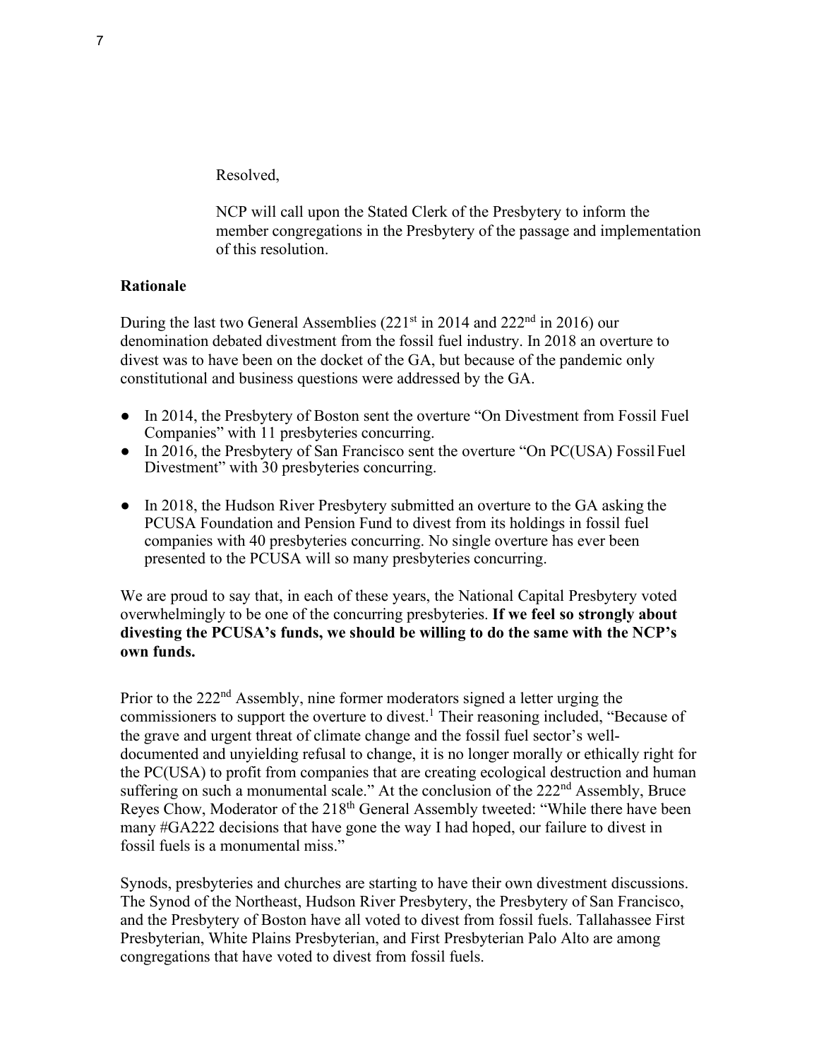Resolved,

NCP will call upon the Stated Clerk of the Presbytery to inform the member congregations in the Presbytery of the passage and implementation of this resolution.

**Rationale**

During the last two General Assemblies (221st in 2014 and 222nd in 2016) our denomination debated divestment from the fossil fuel industry. In 2018 an overture to divest was to have been on the docket of the GA, but because of the pandemic only constitutional and business questions were addressed by the GA.

- In 2014, the Presbytery of Boston sent the overture "On Divestment from Fossil Fuel Companies" with 11 presbyteries concurring.
- In 2016, the Presbytery of San Francisco sent the overture "On PC(USA) Fossil Fuel Divestment" with 30 presbyteries concurring.
- In 2018, the Hudson River Presbytery submitted an overture to the GA asking the PCUSA Foundation and Pension Fund to divest from its holdings in fossil fuel companies with 40 presbyteries concurring. No single overture has ever been presented to the PCUSA will so many presbyteries concurring.

We are proud to say that, in each of these years, the National Capital Presbytery voted overwhelmingly to be one of the concurring presbyteries. **If we feel so strongly about divesting the PCUSA's funds, we should be willing to do the same with the NCP's own funds.**

Prior to the 222nd Assembly, nine former moderators signed a letter urging the commissioners to support the overture to divest.[1] Their reasoning included, "Because of the grave and urgent threat of climate change and the fossil fuel sector's well-documented and unyielding refusal to change, it is no longer morally or ethically right for the PC(USA) to profit from companies that are creating ecological destruction and human suffering on such a monumental scale." At the conclusion of the 222nd Assembly, Bruce Reyes Chow, Moderator of the 218th General Assembly tweeted: "While there have been many #GA222 decisions that have gone the way I had hoped, our failure to divest in fossil fuels is a monumental miss."

Synods, presbyteries and churches are starting to have their own divestment discussions. The Synod of the Northeast, Hudson River Presbytery, the Presbytery of San Francisco, and the Presbytery of Boston have all voted to divest from fossil fuels. Tallahassee First Presbyterian, White Plains Presbyterian, and First Presbyterian Palo Alto are among congregations that have voted to divest from fossil fuels.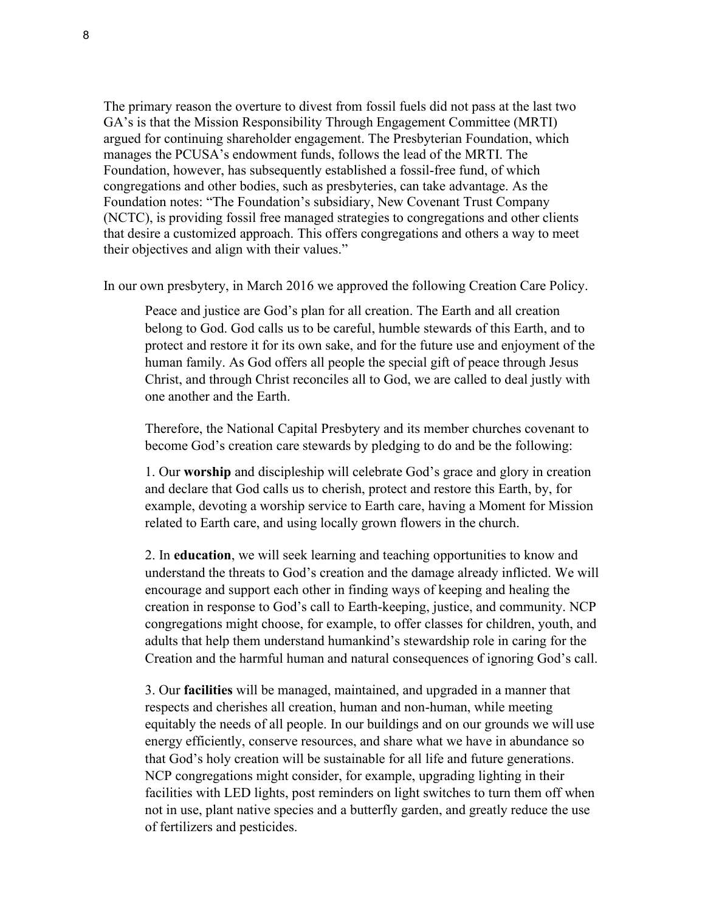The primary reason the overture to divest from fossil fuels did not pass at the last two GA's is that the Mission Responsibility Through Engagement Committee (MRTI) argued for continuing shareholder engagement. The Presbyterian Foundation, which manages the PCUSA's endowment funds, follows the lead of the MRTI. The Foundation, however, has subsequently established a fossil-free fund, of which congregations and other bodies, such as presbyteries, can take advantage. As the Foundation notes: "The Foundation's subsidiary, New Covenant Trust Company (NCTC), is providing fossil free managed strategies to congregations and other clients that desire a customized approach. This offers congregations and others a way to meet their objectives and align with their values."

In our own presbytery, in March 2016 we approved the following Creation Care Policy.

> Peace and justice are God's plan for all creation. The Earth and all creation belong to God. God calls us to be careful, humble stewards of this Earth, and to protect and restore it for its own sake, and for the future use and enjoyment of the human family. As God offers all people the special gift of peace through Jesus Christ, and through Christ reconciles all to God, we are called to deal justly with one another and the Earth.
>
> Therefore, the National Capital Presbytery and its member churches covenant to become God's creation care stewards by pledging to do and be the following:
>
> 1. Our **worship** and discipleship will celebrate God's grace and glory in creation and declare that God calls us to cherish, protect and restore this Earth, by, for example, devoting a worship service to Earth care, having a Moment for Mission related to Earth care, and using locally grown flowers in the church.
>
> 2. In **education**, we will seek learning and teaching opportunities to know and understand the threats to God's creation and the damage already inflicted. We will encourage and support each other in finding ways of keeping and healing the creation in response to God's call to Earth-keeping, justice, and community. NCP congregations might choose, for example, to offer classes for children, youth, and adults that help them understand humankind's stewardship role in caring for the Creation and the harmful human and natural consequences of ignoring God's call.
>
> 3. Our **facilities** will be managed, maintained, and upgraded in a manner that respects and cherishes all creation, human and non-human, while meeting equitably the needs of all people. In our buildings and on our grounds we will use energy efficiently, conserve resources, and share what we have in abundance so that God's holy creation will be sustainable for all life and future generations. NCP congregations might consider, for example, upgrading lighting in their facilities with LED lights, post reminders on light switches to turn them off when not in use, plant native species and a butterfly garden, and greatly reduce the use of fertilizers and pesticides.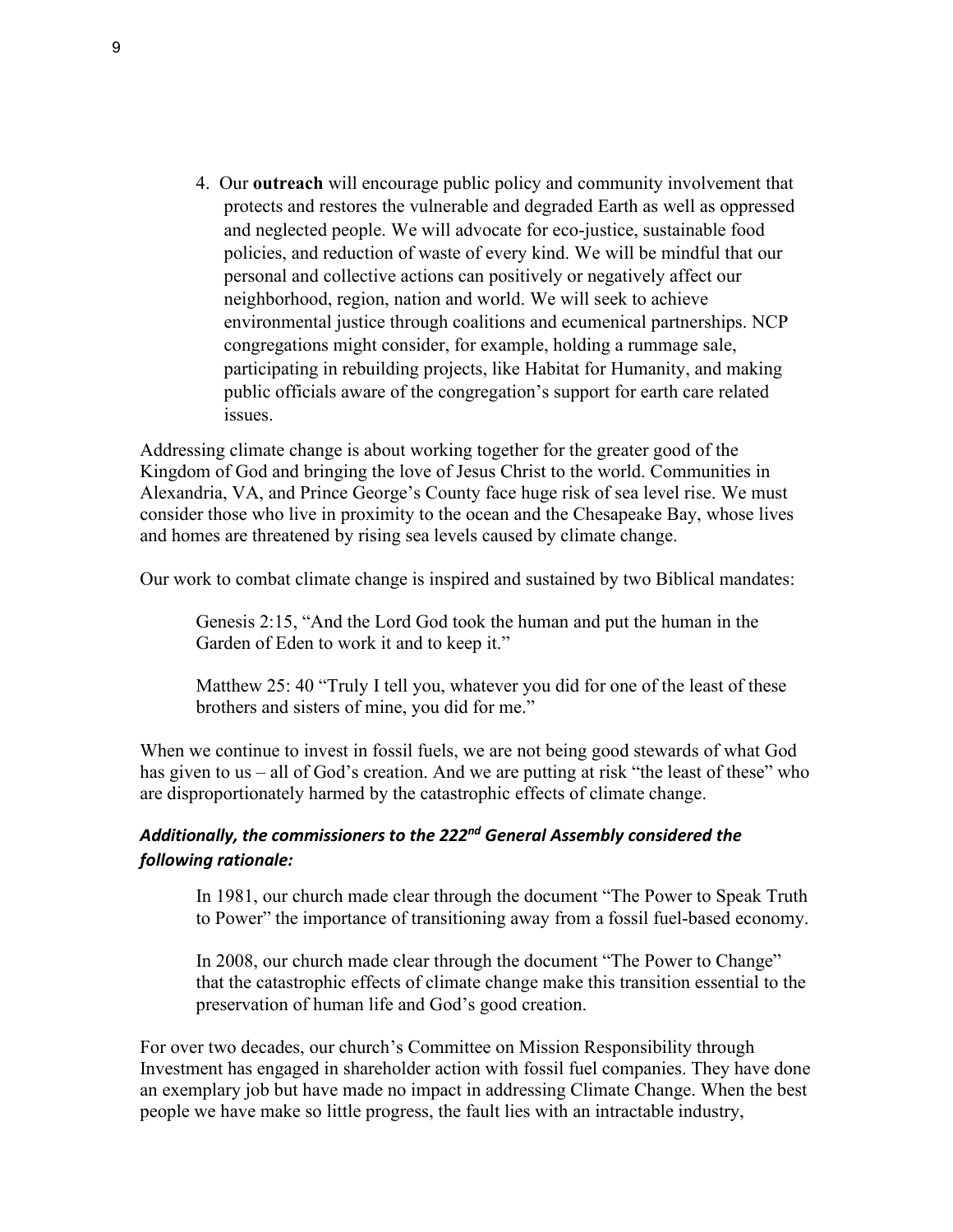4. Our **outreach** will encourage public policy and community involvement that protects and restores the vulnerable and degraded Earth as well as oppressed and neglected people. We will advocate for eco-justice, sustainable food policies, and reduction of waste of every kind. We will be mindful that our personal and collective actions can positively or negatively affect our neighborhood, region, nation and world. We will seek to achieve environmental justice through coalitions and ecumenical partnerships. NCP congregations might consider, for example, holding a rummage sale, participating in rebuilding projects, like Habitat for Humanity, and making public officials aware of the congregation's support for earth care related issues.

Addressing climate change is about working together for the greater good of the Kingdom of God and bringing the love of Jesus Christ to the world. Communities in Alexandria, VA, and Prince George's County face huge risk of sea level rise. We must consider those who live in proximity to the ocean and the Chesapeake Bay, whose lives and homes are threatened by rising sea levels caused by climate change.

Our work to combat climate change is inspired and sustained by two Biblical mandates:

> Genesis 2:15, "And the Lord God took the human and put the human in the Garden of Eden to work it and to keep it."
>
> Matthew 25: 40 "Truly I tell you, whatever you did for one of the least of these brothers and sisters of mine, you did for me."

When we continue to invest in fossil fuels, we are not being good stewards of what God has given to us – all of God's creation. And we are putting at risk "the least of these" who are disproportionately harmed by the catastrophic effects of climate change.

### ***Additionally, the commissioners to the 222nd General Assembly considered the following rationale:***

> In 1981, our church made clear through the document "The Power to Speak Truth to Power" the importance of transitioning away from a fossil fuel-based economy.
>
> In 2008, our church made clear through the document "The Power to Change" that the catastrophic effects of climate change make this transition essential to the preservation of human life and God's good creation.

For over two decades, our church's Committee on Mission Responsibility through Investment has engaged in shareholder action with fossil fuel companies. They have done an exemplary job but have made no impact in addressing Climate Change. When the best people we have make so little progress, the fault lies with an intractable industry,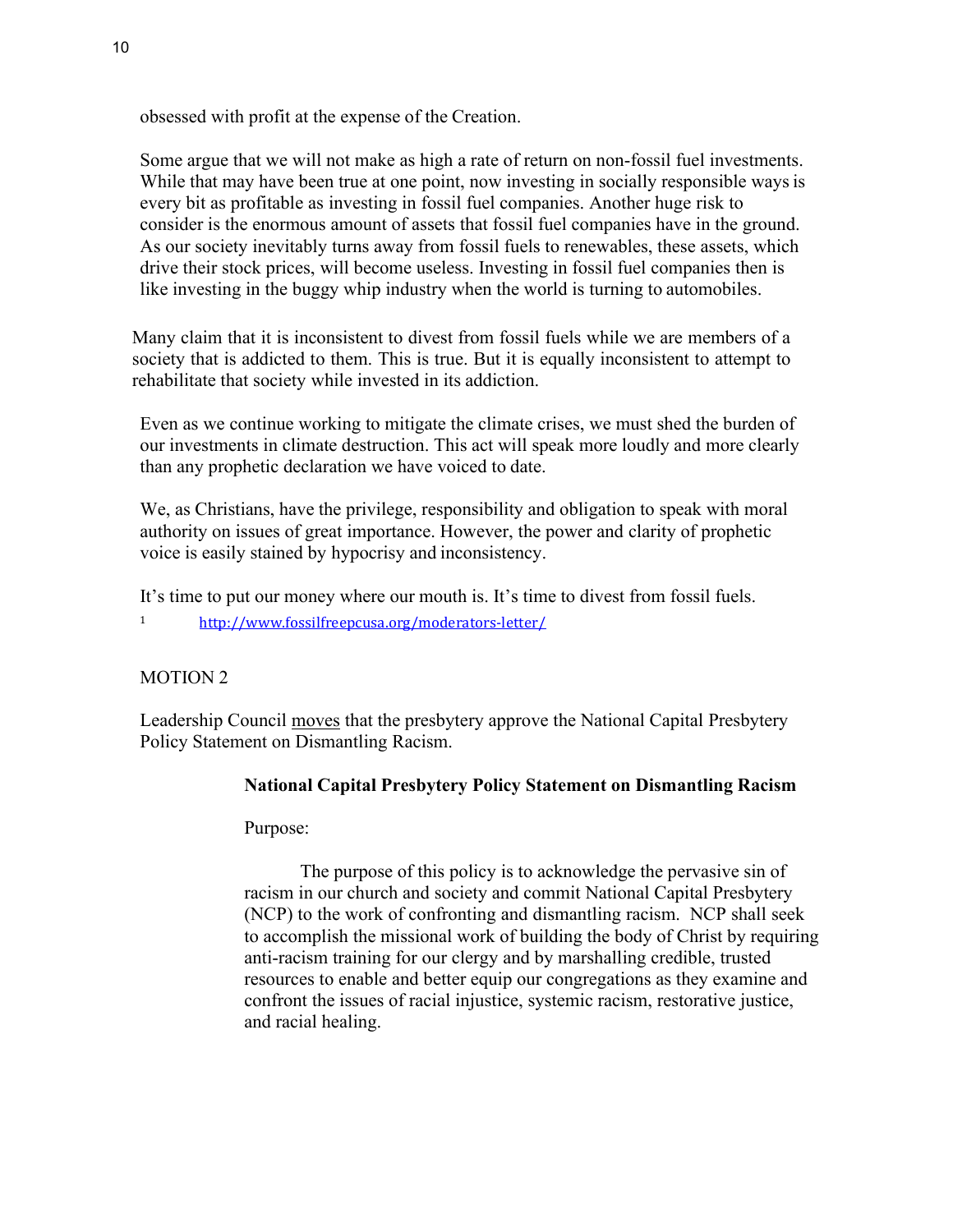obsessed with profit at the expense of the Creation.

Some argue that we will not make as high a rate of return on non-fossil fuel investments. While that may have been true at one point, now investing in socially responsible ways is every bit as profitable as investing in fossil fuel companies. Another huge risk to consider is the enormous amount of assets that fossil fuel companies have in the ground. As our society inevitably turns away from fossil fuels to renewables, these assets, which drive their stock prices, will become useless. Investing in fossil fuel companies then is like investing in the buggy whip industry when the world is turning to automobiles.

Many claim that it is inconsistent to divest from fossil fuels while we are members of a society that is addicted to them. This is true. But it is equally inconsistent to attempt to rehabilitate that society while invested in its addiction.

Even as we continue working to mitigate the climate crises, we must shed the burden of our investments in climate destruction. This act will speak more loudly and more clearly than any prophetic declaration we have voiced to date.

We, as Christians, have the privilege, responsibility and obligation to speak with moral authority on issues of great importance. However, the power and clarity of prophetic voice is easily stained by hypocrisy and inconsistency.

It's time to put our money where our mouth is. It's time to divest from fossil fuels.

[1] http://www.fossilfreepcusa.org/moderators-letter/

MOTION 2

Leadership Council moves that the presbytery approve the National Capital Presbytery Policy Statement on Dismantling Racism.

**National Capital Presbytery Policy Statement on Dismantling Racism**

Purpose:

The purpose of this policy is to acknowledge the pervasive sin of racism in our church and society and commit National Capital Presbytery (NCP) to the work of confronting and dismantling racism. NCP shall seek to accomplish the missional work of building the body of Christ by requiring anti-racism training for our clergy and by marshalling credible, trusted resources to enable and better equip our congregations as they examine and confront the issues of racial injustice, systemic racism, restorative justice, and racial healing.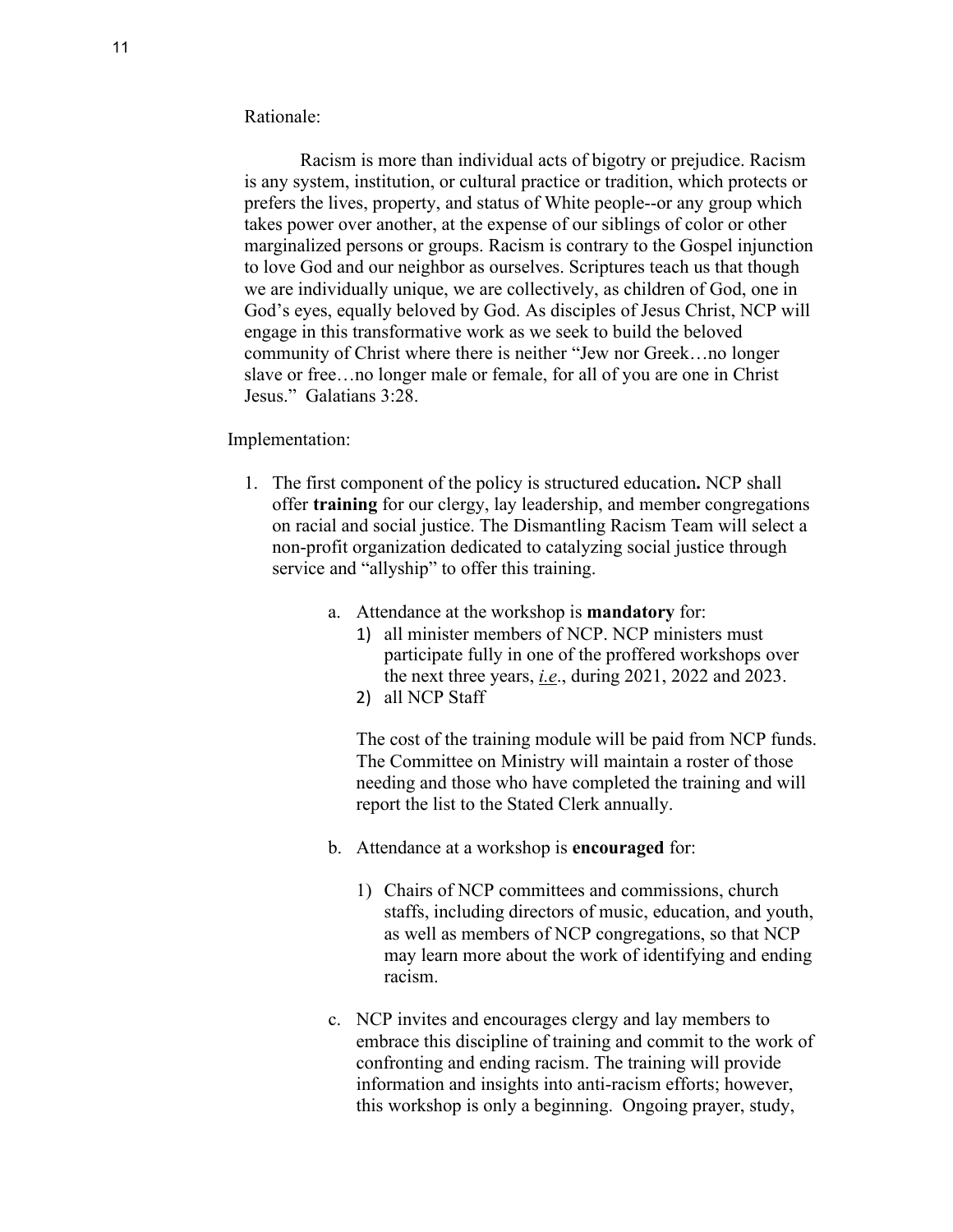Rationale:

Racism is more than individual acts of bigotry or prejudice. Racism is any system, institution, or cultural practice or tradition, which protects or prefers the lives, property, and status of White people--or any group which takes power over another, at the expense of our siblings of color or other marginalized persons or groups. Racism is contrary to the Gospel injunction to love God and our neighbor as ourselves. Scriptures teach us that though we are individually unique, we are collectively, as children of God, one in God's eyes, equally beloved by God. As disciples of Jesus Christ, NCP will engage in this transformative work as we seek to build the beloved community of Christ where there is neither "Jew nor Greek…no longer slave or free…no longer male or female, for all of you are one in Christ Jesus." Galatians 3:28.

Implementation:

1. The first component of the policy is structured education**.** NCP shall offer **training** for our clergy, lay leadership, and member congregations on racial and social justice. The Dismantling Racism Team will select a non-profit organization dedicated to catalyzing social justice through service and "allyship" to offer this training.

   a. Attendance at the workshop is **mandatory** for:
      1) all minister members of NCP. NCP ministers must participate fully in one of the proffered workshops over the next three years, *i.e*., during 2021, 2022 and 2023.
      2) all NCP Staff

      The cost of the training module will be paid from NCP funds. The Committee on Ministry will maintain a roster of those needing and those who have completed the training and will report the list to the Stated Clerk annually.

   b. Attendance at a workshop is **encouraged** for:

      1) Chairs of NCP committees and commissions, church staffs, including directors of music, education, and youth, as well as members of NCP congregations, so that NCP may learn more about the work of identifying and ending racism.

   c. NCP invites and encourages clergy and lay members to embrace this discipline of training and commit to the work of confronting and ending racism. The training will provide information and insights into anti-racism efforts; however, this workshop is only a beginning. Ongoing prayer, study,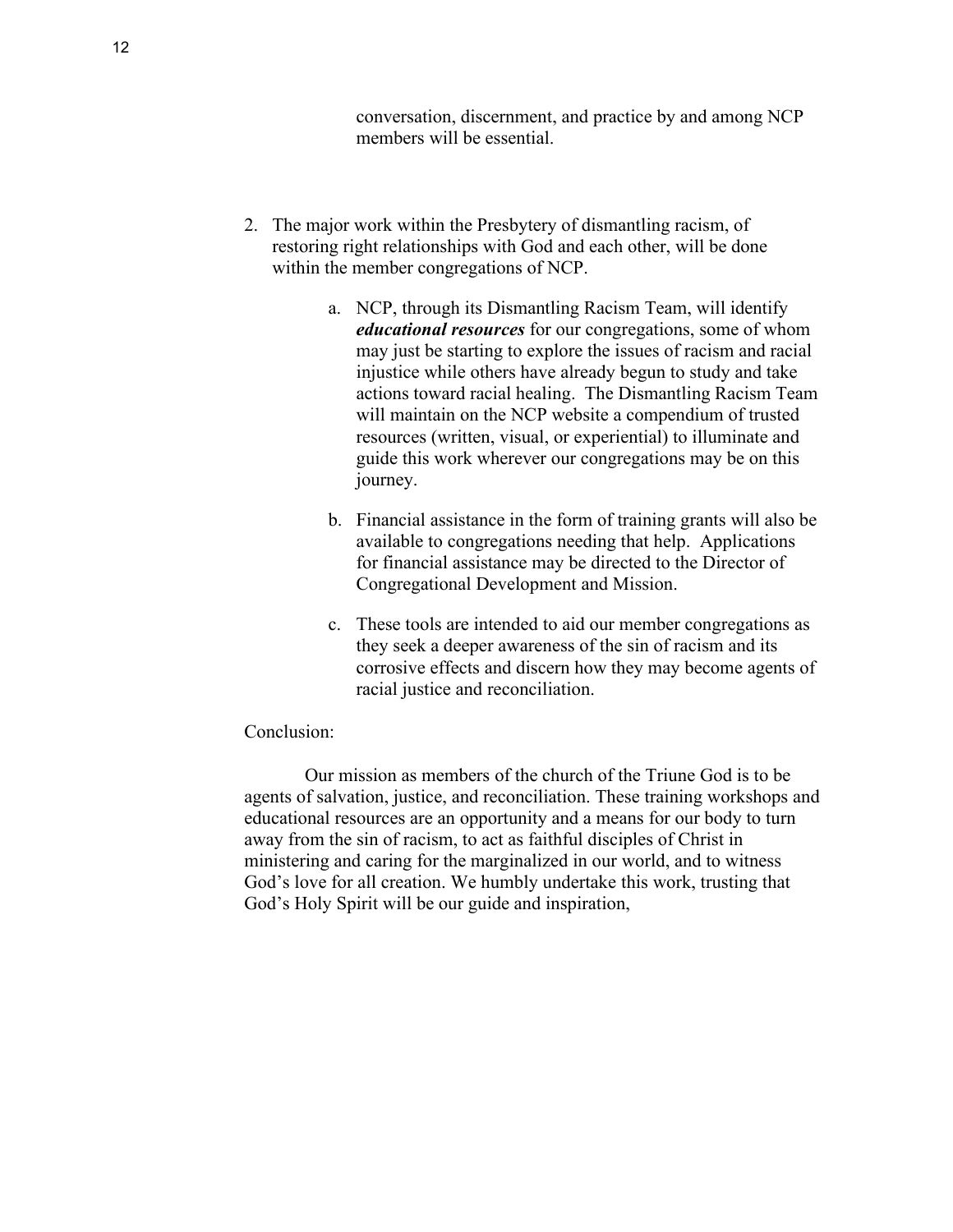conversation, discernment, and practice by and among NCP members will be essential.

2. The major work within the Presbytery of dismantling racism, of restoring right relationships with God and each other, will be done within the member congregations of NCP.

    a. NCP, through its Dismantling Racism Team, will identify ***educational resources*** for our congregations, some of whom may just be starting to explore the issues of racism and racial injustice while others have already begun to study and take actions toward racial healing. The Dismantling Racism Team will maintain on the NCP website a compendium of trusted resources (written, visual, or experiential) to illuminate and guide this work wherever our congregations may be on this journey.

    b. Financial assistance in the form of training grants will also be available to congregations needing that help. Applications for financial assistance may be directed to the Director of Congregational Development and Mission.

    c. These tools are intended to aid our member congregations as they seek a deeper awareness of the sin of racism and its corrosive effects and discern how they may become agents of racial justice and reconciliation.

Conclusion:

Our mission as members of the church of the Triune God is to be agents of salvation, justice, and reconciliation. These training workshops and educational resources are an opportunity and a means for our body to turn away from the sin of racism, to act as faithful disciples of Christ in ministering and caring for the marginalized in our world, and to witness God's love for all creation. We humbly undertake this work, trusting that God's Holy Spirit will be our guide and inspiration,